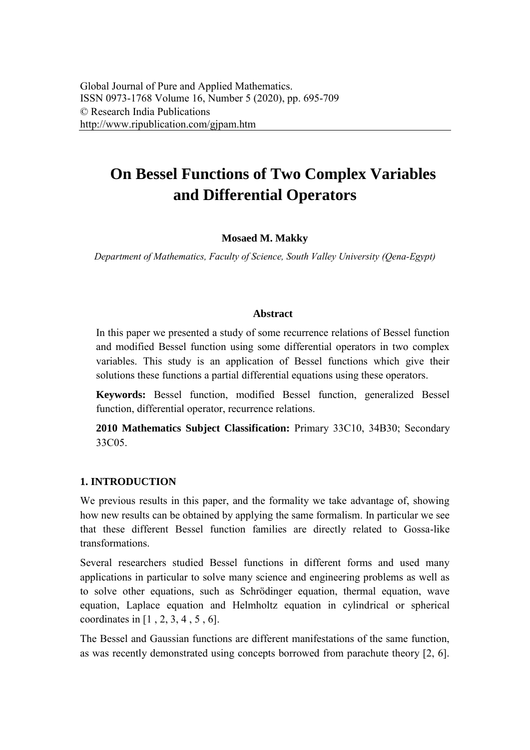Global Journal of Pure and Applied Mathematics.
ISSN 0973-1768 Volume 16, Number 5 (2020), pp. 695-709
© Research India Publications
http://www.ripublication.com/gjpam.htm

# On Bessel Functions of Two Complex Variables and Differential Operators

**Mosaed M. Makky**

*Department of Mathematics, Faculty of Science, South Valley University (Qena-Egypt)*

### Abstract

In this paper we presented a study of some recurrence relations of Bessel function and modified Bessel function using some differential operators in two complex variables. This study is an application of Bessel functions which give their solutions these functions a partial differential equations using these operators.

**Keywords:** Bessel function, modified Bessel function, generalized Bessel function, differential operator, recurrence relations.

**2010 Mathematics Subject Classification:** Primary 33C10, 34B30; Secondary 33C05.

## 1. INTRODUCTION

We previous results in this paper, and the formality we take advantage of, showing how new results can be obtained by applying the same formalism. In particular we see that these different Bessel function families are directly related to Gossa-like transformations.

Several researchers studied Bessel functions in different forms and used many applications in particular to solve many science and engineering problems as well as to solve other equations, such as Schrödinger equation, thermal equation, wave equation, Laplace equation and Helmholtz equation in cylindrical or spherical coordinates in [1 , 2, 3, 4 , 5 , 6].

The Bessel and Gaussian functions are different manifestations of the same function, as was recently demonstrated using concepts borrowed from parachute theory [2, 6].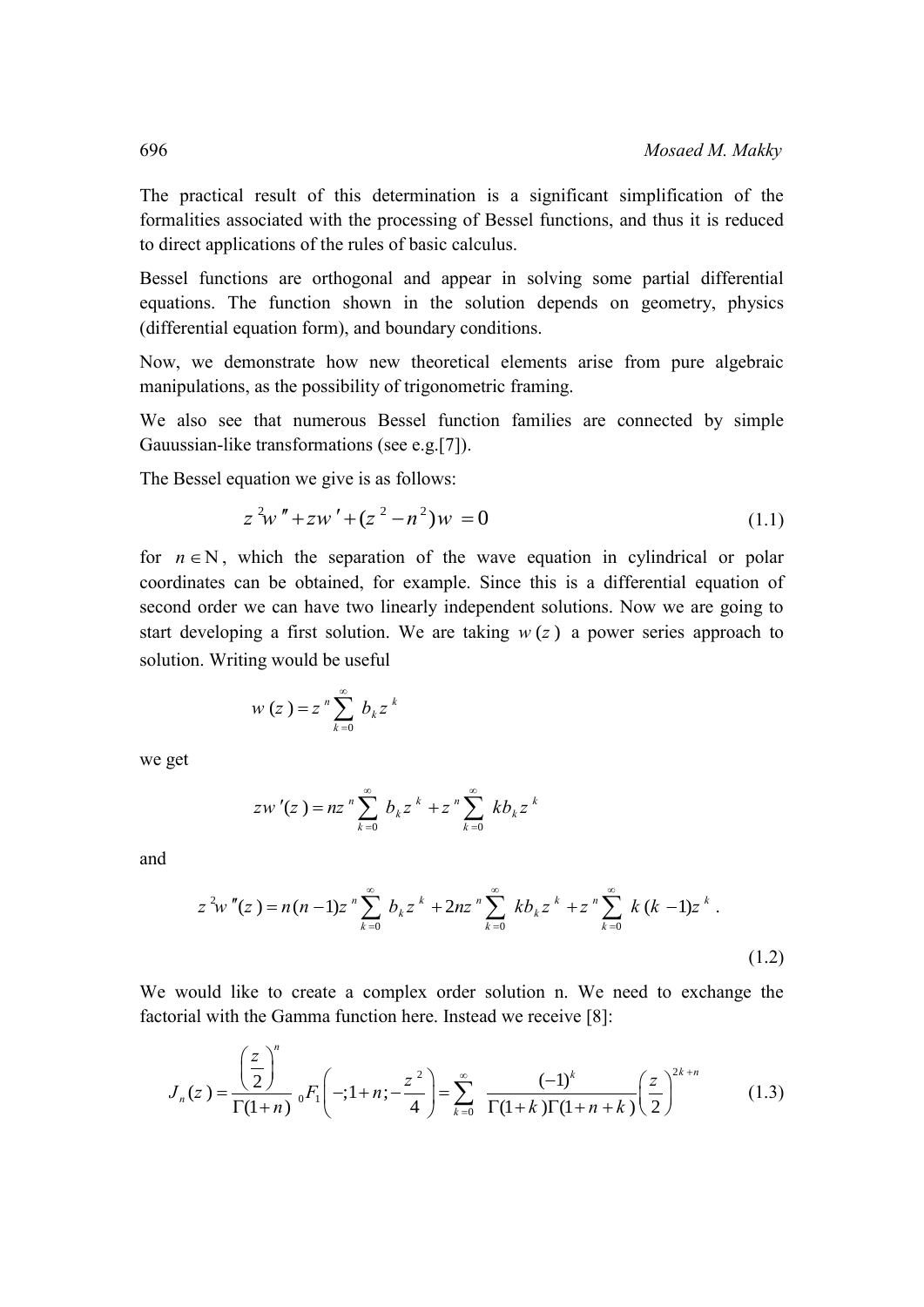The practical result of this determination is a significant simplification of the formalities associated with the processing of Bessel functions, and thus it is reduced to direct applications of the rules of basic calculus.

Bessel functions are orthogonal and appear in solving some partial differential equations. The function shown in the solution depends on geometry, physics (differential equation form), and boundary conditions.

Now, we demonstrate how new theoretical elements arise from pure algebraic manipulations, as the possibility of trigonometric framing.

We also see that numerous Bessel function families are connected by simple Gauussian-like transformations (see e.g.[7]).

The Bessel equation we give is as follows:

$$z^2 w'' + z w' + (z^2 - n^2) w = 0 \tag{1.1}$$

for $n \in \mathrm{N}$, which the separation of the wave equation in cylindrical or polar coordinates can be obtained, for example. Since this is a differential equation of second order we can have two linearly independent solutions. Now we are going to start developing a first solution. We are taking $w(z)$ a power series approach to solution. Writing would be useful

$$w(z) = z^n \sum_{k=0}^{\infty} b_k z^k$$

we get

$$z w'(z) = n z^n \sum_{k=0}^{\infty} b_k z^k + z^n \sum_{k=0}^{\infty} k b_k z^k$$

and

$$z^2 w''(z) = n(n-1) z^n \sum_{k=0}^{\infty} b_k z^k + 2 n z^n \sum_{k=0}^{\infty} k b_k z^k + z^n \sum_{k=0}^{\infty} k(k-1) z^k . \tag{1.2}$$

We would like to create a complex order solution n. We need to exchange the factorial with the Gamma function here. Instead we receive [8]:

$$J_n(z) = \frac{\left(\frac{z}{2}\right)^n}{\Gamma(1+n)} \, {}_0F_1\left(-;1+n;-\frac{z^2}{4}\right) = \sum_{k=0}^{\infty} \frac{(-1)^k}{\Gamma(1+k)\Gamma(1+n+k)} \left(\frac{z}{2}\right)^{2k+n} \tag{1.3}$$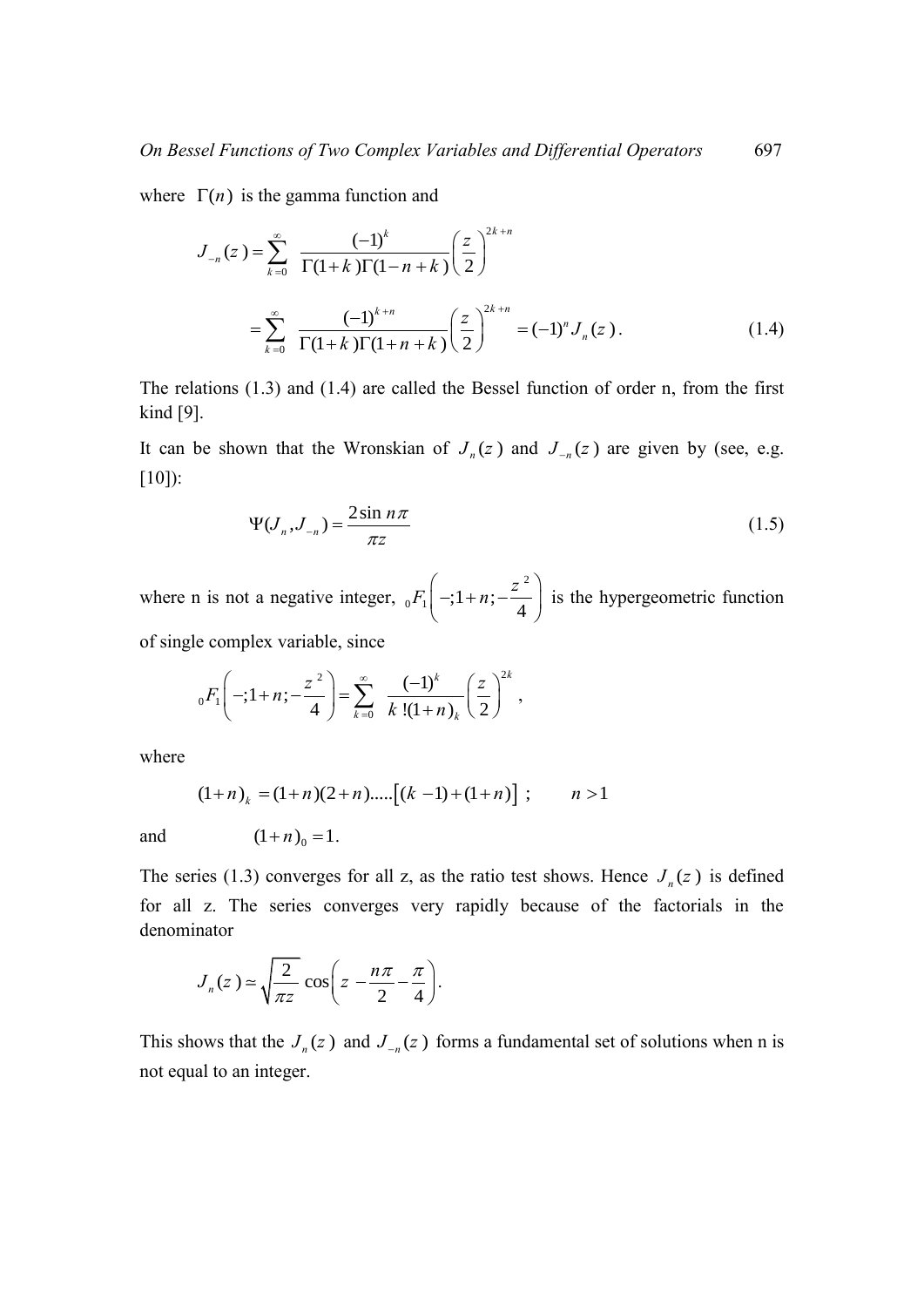where $\Gamma(n)$ is the gamma function and

$$J_{-n}(z) = \sum_{k=0}^{\infty} \frac{(-1)^k}{\Gamma(1+k)\Gamma(1-n+k)} \left(\frac{z}{2}\right)^{2k+n}$$

$$= \sum_{k=0}^{\infty} \frac{(-1)^{k+n}}{\Gamma(1+k)\Gamma(1+n+k)} \left(\frac{z}{2}\right)^{2k+n} = (-1)^n J_n(z). \tag{1.4}$$

The relations (1.3) and (1.4) are called the Bessel function of order n, from the first kind [9].

It can be shown that the Wronskian of $J_n(z)$ and $J_{-n}(z)$ are given by (see, e.g. [10]):

$$\Psi(J_n, J_{-n}) = \frac{2\sin n\pi}{\pi z} \tag{1.5}$$

where n is not a negative integer, ${}_0F_1\left(-;1+n;-\frac{z^2}{4}\right)$ is the hypergeometric function of single complex variable, since

$${}_0F_1\left(-;1+n;-\frac{z^2}{4}\right) = \sum_{k=0}^{\infty} \frac{(-1)^k}{k!(1+n)_k} \left(\frac{z}{2}\right)^{2k},$$

where

$$(1+n)_k = (1+n)(2+n).....\left[(k-1)+(1+n)\right]; \qquad n > 1$$

and $\qquad (1+n)_0 = 1.$

The series (1.3) converges for all z, as the ratio test shows. Hence $J_n(z)$ is defined for all z. The series converges very rapidly because of the factorials in the denominator

$$J_n(z) \simeq \sqrt{\frac{2}{\pi z}} \cos\left(z - \frac{n\pi}{2} - \frac{\pi}{4}\right).$$

This shows that the $J_n(z)$ and $J_{-n}(z)$ forms a fundamental set of solutions when n is not equal to an integer.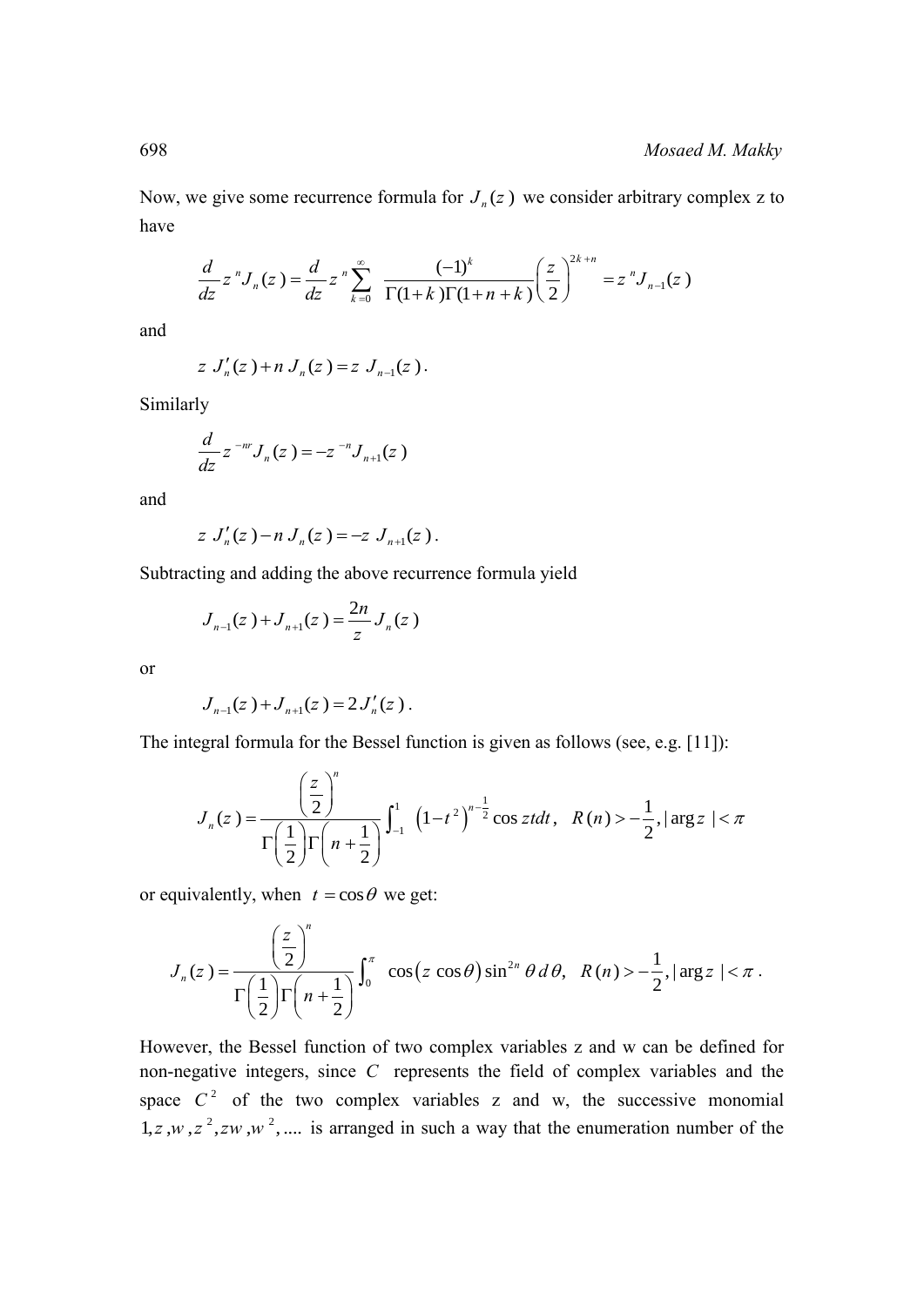Now, we give some recurrence formula for $J_n(z)$ we consider arbitrary complex z to have

$$\frac{d}{dz} z^n J_n(z) = \frac{d}{dz} z^n \sum_{k=0}^{\infty} \frac{(-1)^k}{\Gamma(1+k)\Gamma(1+n+k)} \left(\frac{z}{2}\right)^{2k+n} = z^n J_{n-1}(z)$$

and

$$z\, J_n'(z) + n\, J_n(z) = z\, J_{n-1}(z).$$

Similarly

$$\frac{d}{dz} z^{-nr} J_n(z) = -z^{-n} J_{n+1}(z)$$

and

$$z\, J_n'(z) - n\, J_n(z) = -z\, J_{n+1}(z).$$

Subtracting and adding the above recurrence formula yield

$$J_{n-1}(z) + J_{n+1}(z) = \frac{2n}{z} J_n(z)$$

or

$$J_{n-1}(z) + J_{n+1}(z) = 2 J_n'(z).$$

The integral formula for the Bessel function is given as follows (see, e.g. [11]):

$$J_n(z) = \frac{\left(\frac{z}{2}\right)^n}{\Gamma\left(\frac{1}{2}\right)\Gamma\left(n+\frac{1}{2}\right)} \int_{-1}^{1} \left(1-t^2\right)^{n-\frac{1}{2}} \cos zt\,dt, \quad R(n) > -\frac{1}{2}, |\arg z| < \pi$$

or equivalently, when $t = \cos\theta$ we get:

$$J_n(z) = \frac{\left(\frac{z}{2}\right)^n}{\Gamma\left(\frac{1}{2}\right)\Gamma\left(n+\frac{1}{2}\right)} \int_{0}^{\pi} \cos\left(z \cos\theta\right) \sin^{2n}\theta\, d\theta, \quad R(n) > -\frac{1}{2}, |\arg z| < \pi.$$

However, the Bessel function of two complex variables z and w can be defined for non-negative integers, since $C$ represents the field of complex variables and the space $C^2$ of the two complex variables z and w, the successive monomial $1, z, w, z^2, zw, w^2, \ldots$ is arranged in such a way that the enumeration number of the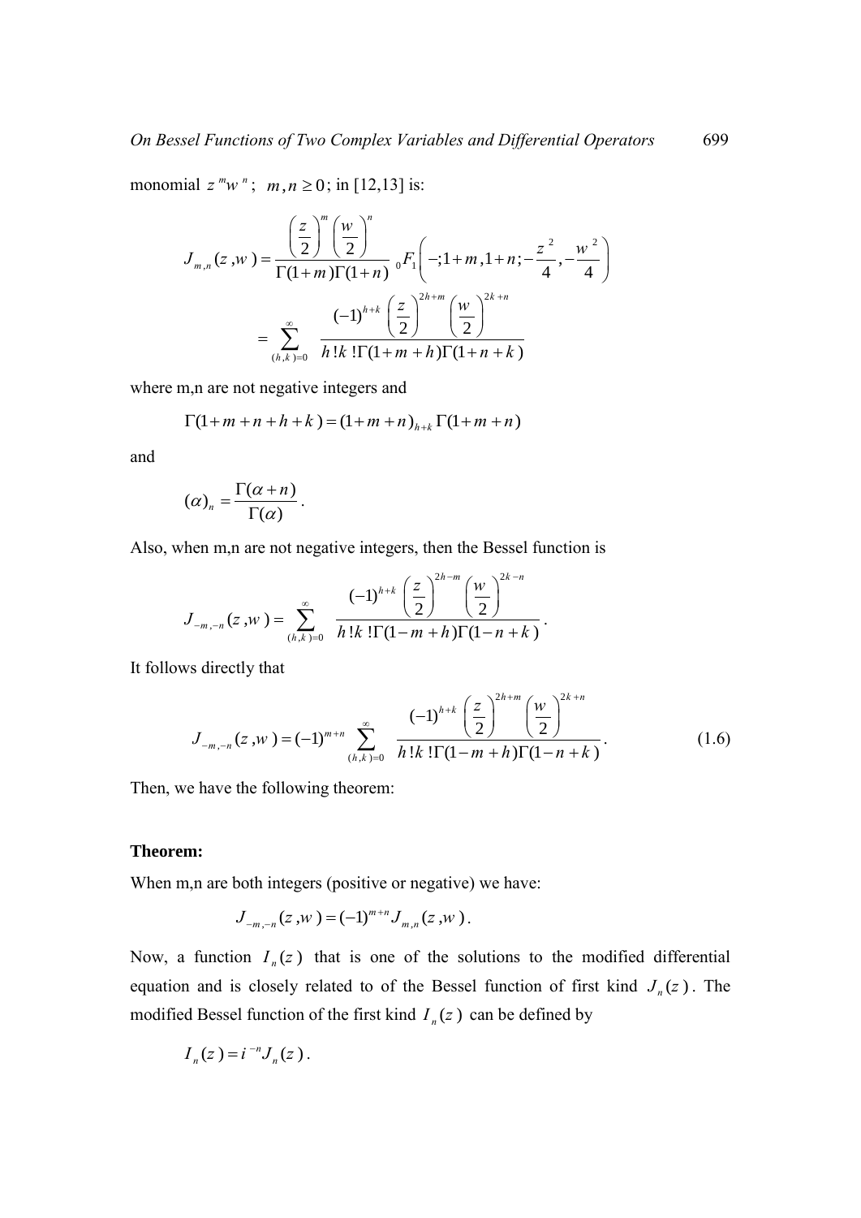monomial $z^m w^n$; $m,n \geq 0$; in [12,13] is:

$$J_{m,n}(z,w) = \frac{\left(\frac{z}{2}\right)^m \left(\frac{w}{2}\right)^n}{\Gamma(1+m)\Gamma(1+n)} \, {}_0F_1\left(-;1+m,1+n;-\frac{z^2}{4},-\frac{w^2}{4}\right)$$

$$= \sum_{(h,k)=0}^{\infty} \frac{(-1)^{h+k} \left(\frac{z}{2}\right)^{2h+m} \left(\frac{w}{2}\right)^{2k+n}}{h!k!\Gamma(1+m+h)\Gamma(1+n+k)}$$

where m,n are not negative integers and

$$\Gamma(1+m+n+h+k) = (1+m+n)_{h+k}\,\Gamma(1+m+n)$$

and

$$(\alpha)_n = \frac{\Gamma(\alpha+n)}{\Gamma(\alpha)}.$$

Also, when m,n are not negative integers, then the Bessel function is

$$J_{-m,-n}(z,w) = \sum_{(h,k)=0}^{\infty} \frac{(-1)^{h+k} \left(\frac{z}{2}\right)^{2h-m} \left(\frac{w}{2}\right)^{2k-n}}{h!k!\Gamma(1-m+h)\Gamma(1-n+k)}.$$

It follows directly that

$$J_{-m,-n}(z,w) = (-1)^{m+n} \sum_{(h,k)=0}^{\infty} \frac{(-1)^{h+k} \left(\frac{z}{2}\right)^{2h+m} \left(\frac{w}{2}\right)^{2k+n}}{h!k!\Gamma(1-m+h)\Gamma(1-n+k)}. \tag{1.6}$$

Then, we have the following theorem:

**Theorem:**

When m,n are both integers (positive or negative) we have:

$$J_{-m,-n}(z,w) = (-1)^{m+n} J_{m,n}(z,w).$$

Now, a function $I_n(z)$ that is one of the solutions to the modified differential equation and is closely related to of the Bessel function of first kind $J_n(z)$. The modified Bessel function of the first kind $I_n(z)$ can be defined by

$$I_n(z) = i^{-n} J_n(z).$$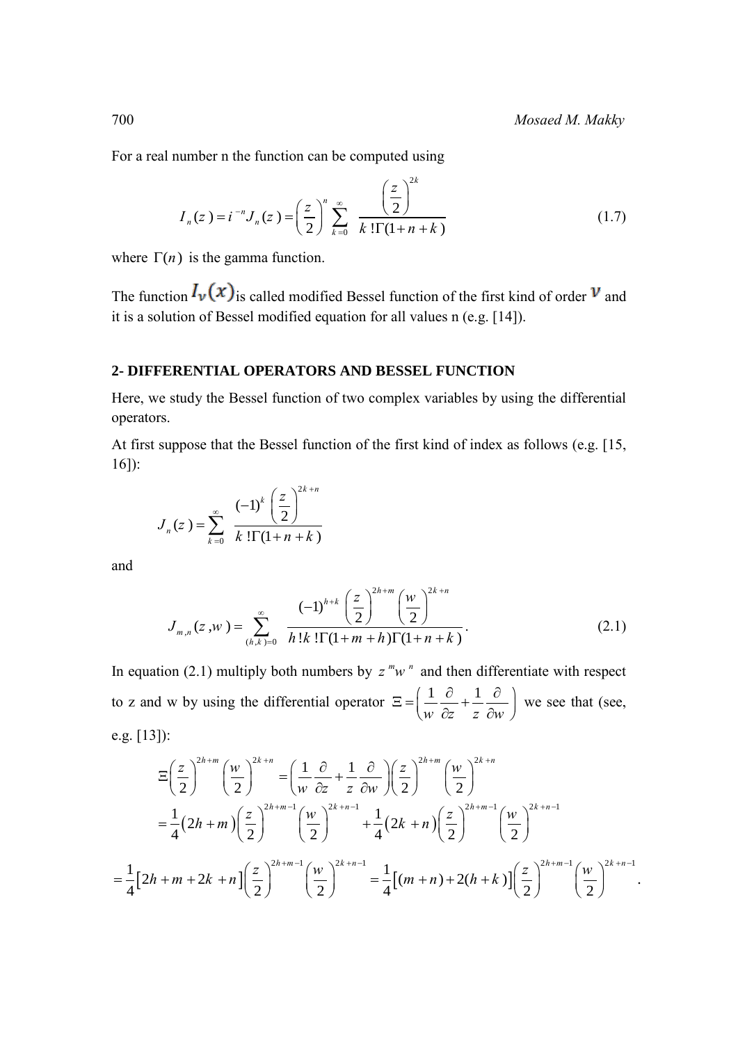For a real number n the function can be computed using

$$I_n(z) = i^{-n} J_n(z) = \left(\frac{z}{2}\right)^n \sum_{k=0}^{\infty} \frac{\left(\frac{z}{2}\right)^{2k}}{k!\Gamma(1+n+k)} \tag{1.7}$$

where $\Gamma(n)$ is the gamma function.

The function $I_\nu(x)$ is called modified Bessel function of the first kind of order $\nu$ and it is a solution of Bessel modified equation for all values n (e.g. [14]).

## 2- DIFFERENTIAL OPERATORS AND BESSEL FUNCTION

Here, we study the Bessel function of two complex variables by using the differential operators.

At first suppose that the Bessel function of the first kind of index as follows (e.g. [15, 16]):

$$J_n(z) = \sum_{k=0}^{\infty} \frac{(-1)^k \left(\frac{z}{2}\right)^{2k+n}}{k!\Gamma(1+n+k)}$$

and

$$J_{m,n}(z,w) = \sum_{(h,k)=0}^{\infty} \frac{(-1)^{h+k} \left(\frac{z}{2}\right)^{2h+m} \left(\frac{w}{2}\right)^{2k+n}}{h!k!\Gamma(1+m+h)\Gamma(1+n+k)}. \tag{2.1}$$

In equation (2.1) multiply both numbers by $z^m w^n$ and then differentiate with respect to z and w by using the differential operator $\Xi = \left(\frac{1}{w}\frac{\partial}{\partial z} + \frac{1}{z}\frac{\partial}{\partial w}\right)$ we see that (see, e.g. [13]):

$$\Xi\left(\frac{z}{2}\right)^{2h+m}\left(\frac{w}{2}\right)^{2k+n} = \left(\frac{1}{w}\frac{\partial}{\partial z} + \frac{1}{z}\frac{\partial}{\partial w}\right)\left(\frac{z}{2}\right)^{2h+m}\left(\frac{w}{2}\right)^{2k+n}$$

$$= \frac{1}{4}(2h+m)\left(\frac{z}{2}\right)^{2h+m-1}\left(\frac{w}{2}\right)^{2k+n-1} + \frac{1}{4}(2k+n)\left(\frac{z}{2}\right)^{2h+m-1}\left(\frac{w}{2}\right)^{2k+n-1}$$

$$= \frac{1}{4}\left[2h+m+2k+n\right]\left(\frac{z}{2}\right)^{2h+m-1}\left(\frac{w}{2}\right)^{2k+n-1} = \frac{1}{4}\left[(m+n)+2(h+k)\right]\left(\frac{z}{2}\right)^{2h+m-1}\left(\frac{w}{2}\right)^{2k+n-1}.$$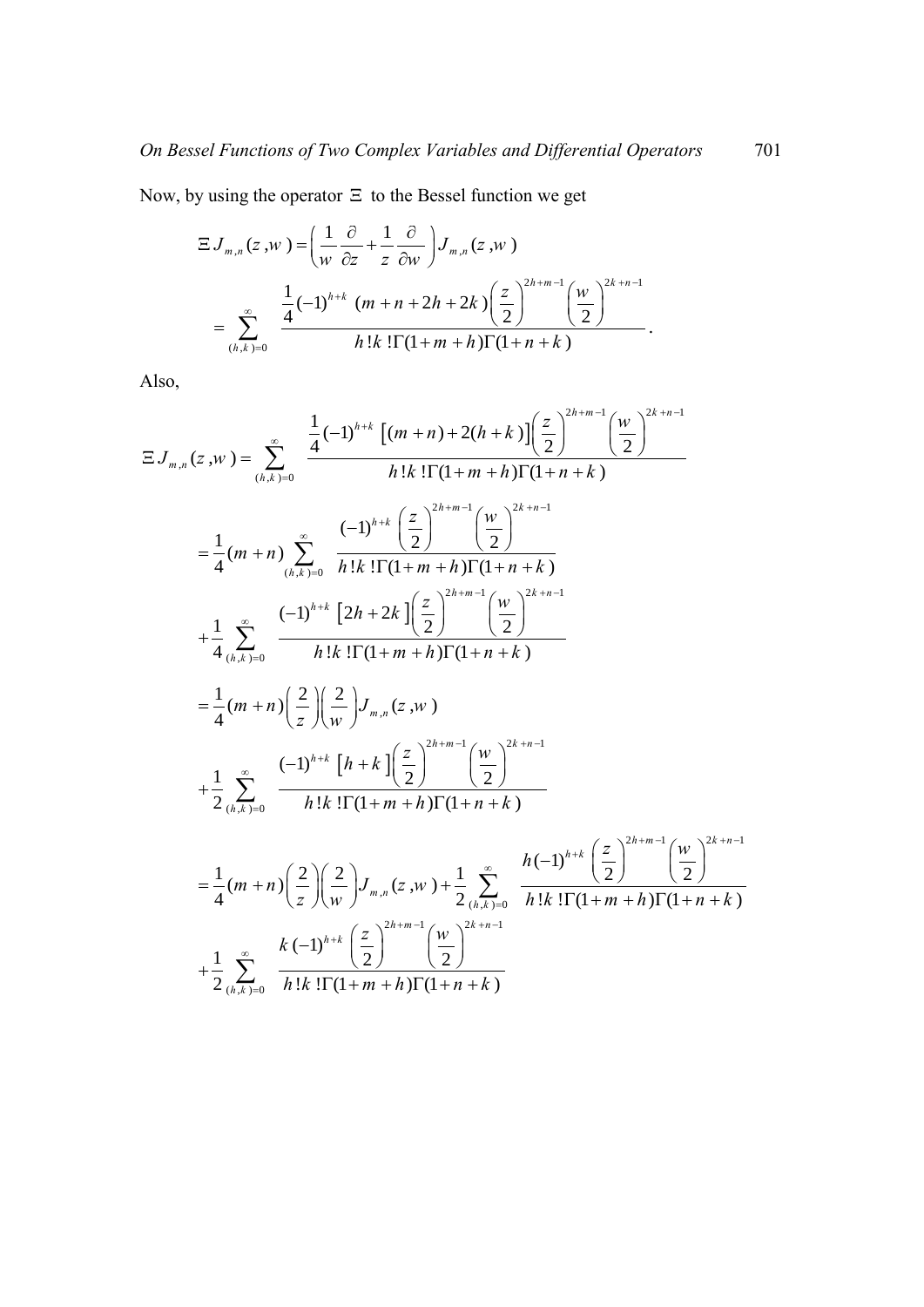Now, by using the operator $\Xi$ to the Bessel function we get

$$\Xi J_{m,n}(z,w) = \left(\frac{1}{w}\frac{\partial}{\partial z} + \frac{1}{z}\frac{\partial}{\partial w}\right) J_{m,n}(z,w)$$

$$= \sum_{(h,k)=0}^{\infty} \frac{\frac{1}{4}(-1)^{h+k}\ (m+n+2h+2k)\left(\frac{z}{2}\right)^{2h+m-1}\left(\frac{w}{2}\right)^{2k+n-1}}{h!k!\Gamma(1+m+h)\Gamma(1+n+k)}.$$

Also,

$$\Xi J_{m,n}(z,w) = \sum_{(h,k)=0}^{\infty} \frac{\frac{1}{4}(-1)^{h+k}\left[(m+n)+2(h+k)\right]\left(\frac{z}{2}\right)^{2h+m-1}\left(\frac{w}{2}\right)^{2k+n-1}}{h!k!\Gamma(1+m+h)\Gamma(1+n+k)}$$

$$= \frac{1}{4}(m+n)\sum_{(h,k)=0}^{\infty} \frac{(-1)^{h+k}\left(\frac{z}{2}\right)^{2h+m-1}\left(\frac{w}{2}\right)^{2k+n-1}}{h!k!\Gamma(1+m+h)\Gamma(1+n+k)}$$

$$+\frac{1}{4}\sum_{(h,k)=0}^{\infty} \frac{(-1)^{h+k}\left[2h+2k\right]\left(\frac{z}{2}\right)^{2h+m-1}\left(\frac{w}{2}\right)^{2k+n-1}}{h!k!\Gamma(1+m+h)\Gamma(1+n+k)}$$

$$= \frac{1}{4}(m+n)\left(\frac{2}{z}\right)\left(\frac{2}{w}\right)J_{m,n}(z,w)$$

$$+\frac{1}{2}\sum_{(h,k)=0}^{\infty} \frac{(-1)^{h+k}\left[h+k\right]\left(\frac{z}{2}\right)^{2h+m-1}\left(\frac{w}{2}\right)^{2k+n-1}}{h!k!\Gamma(1+m+h)\Gamma(1+n+k)}$$

$$= \frac{1}{4}(m+n)\left(\frac{2}{z}\right)\left(\frac{2}{w}\right)J_{m,n}(z,w) + \frac{1}{2}\sum_{(h,k)=0}^{\infty} \frac{h(-1)^{h+k}\left(\frac{z}{2}\right)^{2h+m-1}\left(\frac{w}{2}\right)^{2k+n-1}}{h!k!\Gamma(1+m+h)\Gamma(1+n+k)}$$

$$+\frac{1}{2}\sum_{(h,k)=0}^{\infty} \frac{k(-1)^{h+k}\left(\frac{z}{2}\right)^{2h+m-1}\left(\frac{w}{2}\right)^{2k+n-1}}{h!k!\Gamma(1+m+h)\Gamma(1+n+k)}$$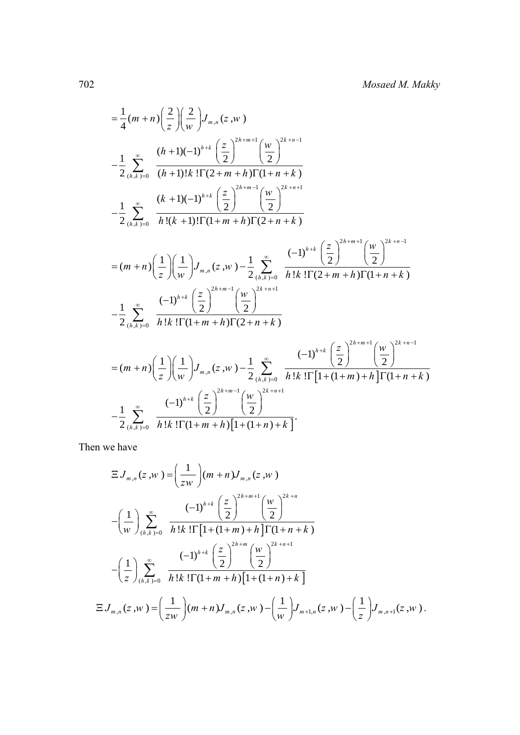$$= \frac{1}{4}(m+n)\left(\frac{2}{z}\right)\left(\frac{2}{w}\right)J_{m,n}(z,w)$$

$$-\frac{1}{2}\sum_{(h,k)=0}^{\infty} \frac{(h+1)(-1)^{h+k}\left(\frac{z}{2}\right)^{2h+m+1}\left(\frac{w}{2}\right)^{2k+n-1}}{(h+1)!k!\Gamma(2+m+h)\Gamma(1+n+k)}$$

$$-\frac{1}{2}\sum_{(h,k)=0}^{\infty} \frac{(k+1)(-1)^{h+k}\left(\frac{z}{2}\right)^{2h+m-1}\left(\frac{w}{2}\right)^{2k+n+1}}{h!(k+1)!\Gamma(1+m+h)\Gamma(2+n+k)}$$

$$= (m+n)\left(\frac{1}{z}\right)\left(\frac{1}{w}\right)J_{m,n}(z,w) - \frac{1}{2}\sum_{(h,k)=0}^{\infty} \frac{(-1)^{h+k}\left(\frac{z}{2}\right)^{2h+m+1}\left(\frac{w}{2}\right)^{2k+n-1}}{h!k!\Gamma(2+m+h)\Gamma(1+n+k)}$$

$$-\frac{1}{2}\sum_{(h,k)=0}^{\infty} \frac{(-1)^{h+k}\left(\frac{z}{2}\right)^{2h+m-1}\left(\frac{w}{2}\right)^{2k+n+1}}{h!k!\Gamma(1+m+h)\Gamma(2+n+k)}$$

$$= (m+n)\left(\frac{1}{z}\right)\left(\frac{1}{w}\right)J_{m,n}(z,w) - \frac{1}{2}\sum_{(h,k)=0}^{\infty} \frac{(-1)^{h+k}\left(\frac{z}{2}\right)^{2h+m+1}\left(\frac{w}{2}\right)^{2k+n-1}}{h!k!\Gamma\left[1+(1+m)+h\right]\Gamma(1+n+k)}$$

$$-\frac{1}{2}\sum_{(h,k)=0}^{\infty} \frac{(-1)^{h+k}\left(\frac{z}{2}\right)^{2h+m-1}\left(\frac{w}{2}\right)^{2k+n+1}}{h!k!\Gamma(1+m+h)\left[1+(1+n)+k\right]}.$$

Then we have

$$\Xi J_{m,n}(z,w) = \left(\frac{1}{zw}\right)(m+n)J_{m,n}(z,w)$$

$$-\left(\frac{1}{w}\right)\sum_{(h,k)=0}^{\infty} \frac{(-1)^{h+k}\left(\frac{z}{2}\right)^{2h+m+1}\left(\frac{w}{2}\right)^{2k+n}}{h!k!\Gamma\left[1+(1+m)+h\right]\Gamma(1+n+k)}$$

$$-\left(\frac{1}{z}\right)\sum_{(h,k)=0}^{\infty} \frac{(-1)^{h+k}\left(\frac{z}{2}\right)^{2h+m}\left(\frac{w}{2}\right)^{2k+n+1}}{h!k!\Gamma(1+m+h)\left[1+(1+n)+k\right]}$$

$$\Xi J_{m,n}(z,w) = \left(\frac{1}{zw}\right)(m+n)J_{m,n}(z,w) - \left(\frac{1}{w}\right)J_{m+1,n}(z,w) - \left(\frac{1}{z}\right)J_{m,n+1}(z,w).$$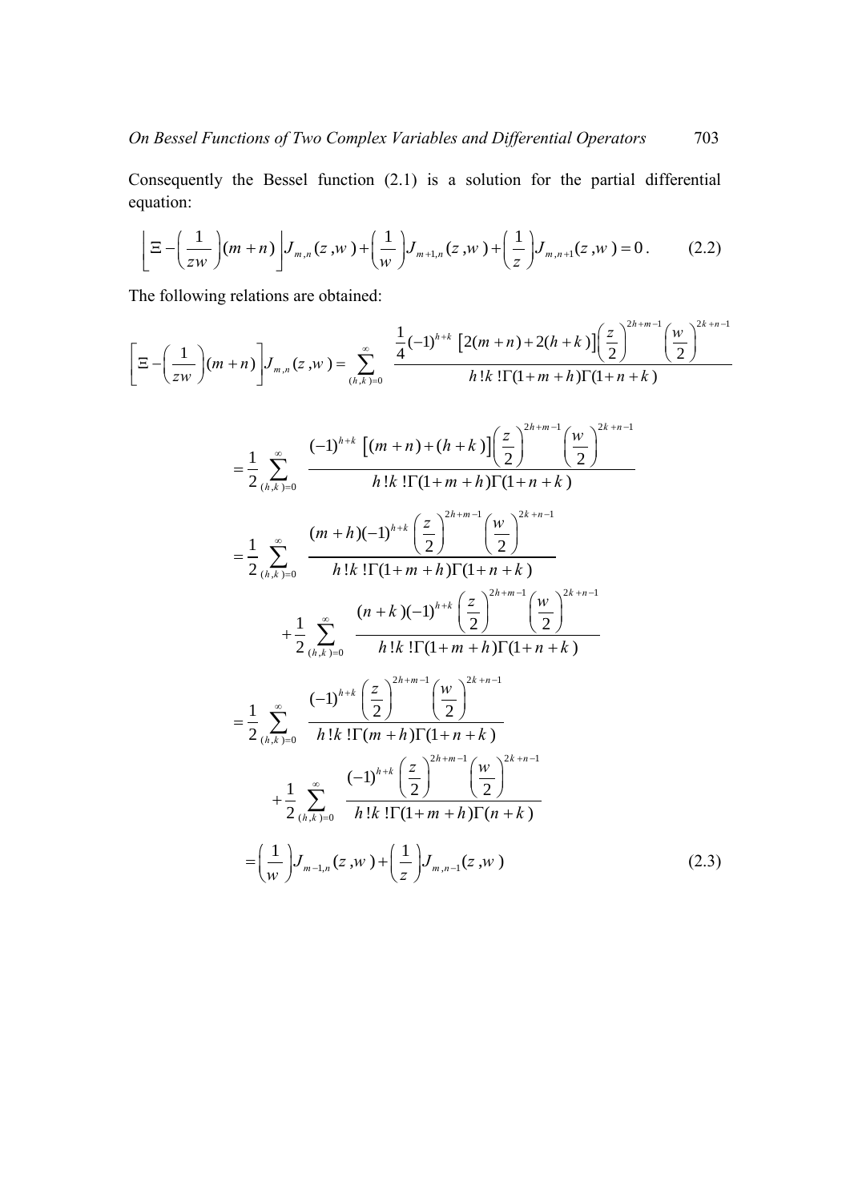Consequently the Bessel function (2.1) is a solution for the partial differential equation:

$$\left[\Xi - \left(\frac{1}{zw}\right)(m+n)\right] J_{m,n}(z,w) + \left(\frac{1}{w}\right) J_{m+1,n}(z,w) + \left(\frac{1}{z}\right) J_{m,n+1}(z,w) = 0. \tag{2.2}$$

The following relations are obtained:

$$\left[\Xi - \left(\frac{1}{zw}\right)(m+n)\right] J_{m,n}(z,w) = \sum_{(h,k)=0}^{\infty} \frac{\frac{1}{4}(-1)^{h+k}\left[2(m+n)+2(h+k)\right]\left(\frac{z}{2}\right)^{2h+m-1}\left(\frac{w}{2}\right)^{2k+n-1}}{h!k!\Gamma(1+m+h)\Gamma(1+n+k)}$$

$$= \frac{1}{2}\sum_{(h,k)=0}^{\infty} \frac{(-1)^{h+k}\left[(m+n)+(h+k)\right]\left(\frac{z}{2}\right)^{2h+m-1}\left(\frac{w}{2}\right)^{2k+n-1}}{h!k!\Gamma(1+m+h)\Gamma(1+n+k)}$$

$$= \frac{1}{2}\sum_{(h,k)=0}^{\infty} \frac{(m+h)(-1)^{h+k}\left(\frac{z}{2}\right)^{2h+m-1}\left(\frac{w}{2}\right)^{2k+n-1}}{h!k!\Gamma(1+m+h)\Gamma(1+n+k)} + \frac{1}{2}\sum_{(h,k)=0}^{\infty} \frac{(n+k)(-1)^{h+k}\left(\frac{z}{2}\right)^{2h+m-1}\left(\frac{w}{2}\right)^{2k+n-1}}{h!k!\Gamma(1+m+h)\Gamma(1+n+k)}$$

$$= \frac{1}{2}\sum_{(h,k)=0}^{\infty} \frac{(-1)^{h+k}\left(\frac{z}{2}\right)^{2h+m-1}\left(\frac{w}{2}\right)^{2k+n-1}}{h!k!\Gamma(m+h)\Gamma(1+n+k)} + \frac{1}{2}\sum_{(h,k)=0}^{\infty} \frac{(-1)^{h+k}\left(\frac{z}{2}\right)^{2h+m-1}\left(\frac{w}{2}\right)^{2k+n-1}}{h!k!\Gamma(1+m+h)\Gamma(n+k)}$$

$$= \left(\frac{1}{w}\right) J_{m-1,n}(z,w) + \left(\frac{1}{z}\right) J_{m,n-1}(z,w) \tag{2.3}$$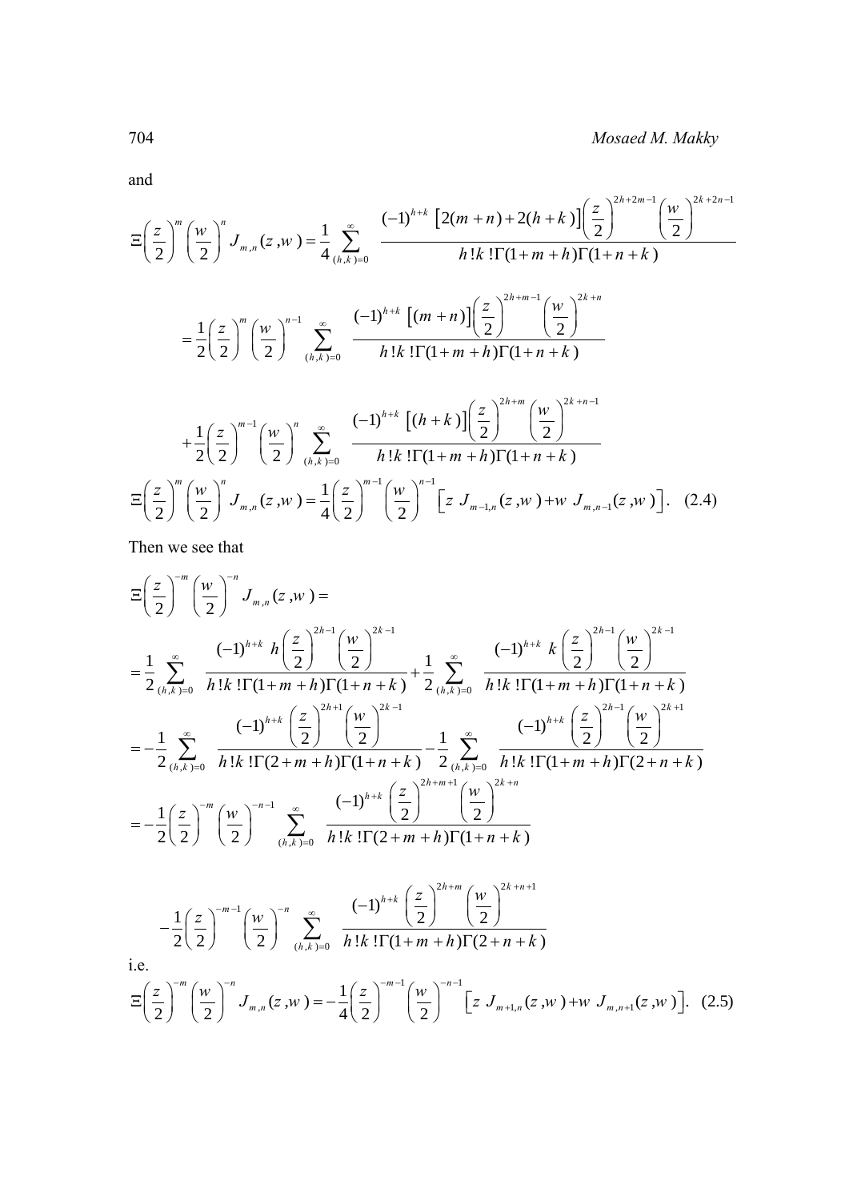and

$$\Xi\left(\frac{z}{2}\right)^m\left(\frac{w}{2}\right)^n J_{m,n}(z,w)=\frac{1}{4}\sum_{(h,k)=0}^{\infty}\frac{(-1)^{h+k}\left[2(m+n)+2(h+k)\right]\left(\frac{z}{2}\right)^{2h+2m-1}\left(\frac{w}{2}\right)^{2k+2n-1}}{h!k!\Gamma(1+m+h)\Gamma(1+n+k)}$$

$$=\frac{1}{2}\left(\frac{z}{2}\right)^m\left(\frac{w}{2}\right)^{n-1}\sum_{(h,k)=0}^{\infty}\frac{(-1)^{h+k}\left[(m+n)\right]\left(\frac{z}{2}\right)^{2h+m-1}\left(\frac{w}{2}\right)^{2k+n}}{h!k!\Gamma(1+m+h)\Gamma(1+n+k)}$$

$$+\frac{1}{2}\left(\frac{z}{2}\right)^{m-1}\left(\frac{w}{2}\right)^n\sum_{(h,k)=0}^{\infty}\frac{(-1)^{h+k}\left[(h+k)\right]\left(\frac{z}{2}\right)^{2h+m}\left(\frac{w}{2}\right)^{2k+n-1}}{h!k!\Gamma(1+m+h)\Gamma(1+n+k)}$$

$$\Xi\left(\frac{z}{2}\right)^m\left(\frac{w}{2}\right)^n J_{m,n}(z,w)=\frac{1}{4}\left(\frac{z}{2}\right)^{m-1}\left(\frac{w}{2}\right)^{n-1}\left[z\,J_{m-1,n}(z,w)+w\,J_{m,n-1}(z,w)\right]. \quad (2.4)$$

Then we see that

$$\Xi\left(\frac{z}{2}\right)^{-m}\left(\frac{w}{2}\right)^{-n}J_{m,n}(z,w)=$$

$$=\frac{1}{2}\sum_{(h,k)=0}^{\infty}\frac{(-1)^{h+k}\,h\left(\frac{z}{2}\right)^{2h-1}\left(\frac{w}{2}\right)^{2k-1}}{h!k!\Gamma(1+m+h)\Gamma(1+n+k)}+\frac{1}{2}\sum_{(h,k)=0}^{\infty}\frac{(-1)^{h+k}\,k\left(\frac{z}{2}\right)^{2h-1}\left(\frac{w}{2}\right)^{2k-1}}{h!k!\Gamma(1+m+h)\Gamma(1+n+k)}$$

$$=-\frac{1}{2}\sum_{(h,k)=0}^{\infty}\frac{(-1)^{h+k}\left(\frac{z}{2}\right)^{2h+1}\left(\frac{w}{2}\right)^{2k-1}}{h!k!\Gamma(2+m+h)\Gamma(1+n+k)}-\frac{1}{2}\sum_{(h,k)=0}^{\infty}\frac{(-1)^{h+k}\left(\frac{z}{2}\right)^{2h-1}\left(\frac{w}{2}\right)^{2k+1}}{h!k!\Gamma(1+m+h)\Gamma(2+n+k)}$$

$$=-\frac{1}{2}\left(\frac{z}{2}\right)^{-m}\left(\frac{w}{2}\right)^{-n-1}\sum_{(h,k)=0}^{\infty}\frac{(-1)^{h+k}\left(\frac{z}{2}\right)^{2h+m+1}\left(\frac{w}{2}\right)^{2k+n}}{h!k!\Gamma(2+m+h)\Gamma(1+n+k)}$$

$$-\frac{1}{2}\left(\frac{z}{2}\right)^{-m-1}\left(\frac{w}{2}\right)^{-n}\sum_{(h,k)=0}^{\infty}\frac{(-1)^{h+k}\left(\frac{z}{2}\right)^{2h+m}\left(\frac{w}{2}\right)^{2k+n+1}}{h!k!\Gamma(1+m+h)\Gamma(2+n+k)}$$

i.e.

$$\Xi\left(\frac{z}{2}\right)^{-m}\left(\frac{w}{2}\right)^{-n}J_{m,n}(z,w)=-\frac{1}{4}\left(\frac{z}{2}\right)^{-m-1}\left(\frac{w}{2}\right)^{-n-1}\left[z\,J_{m+1,n}(z,w)+w\,J_{m,n+1}(z,w)\right]. \quad (2.5)$$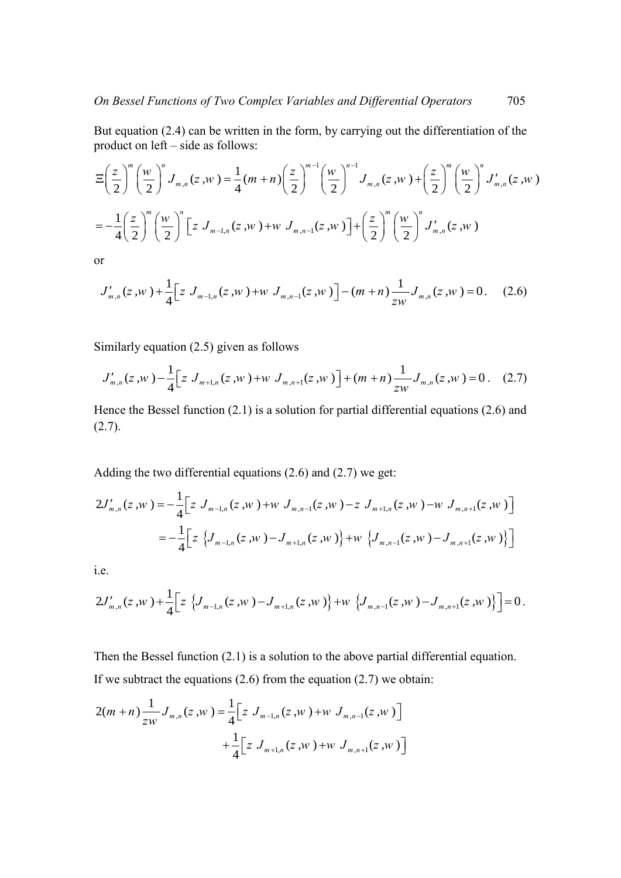But equation (2.4) can be written in the form, by carrying out the differentiation of the product on left – side as follows:

$$\Xi\left(\frac{z}{2}\right)^{m}\left(\frac{w}{2}\right)^{n} J_{m,n}(z,w) = \frac{1}{4}(m+n)\left(\frac{z}{2}\right)^{m-1}\left(\frac{w}{2}\right)^{n-1} J_{m,n}(z,w) + \left(\frac{z}{2}\right)^{m}\left(\frac{w}{2}\right)^{n} J'_{m,n}(z,w)$$

$$= -\frac{1}{4}\left(\frac{z}{2}\right)^{m}\left(\frac{w}{2}\right)^{n}\left[z\, J_{m-1,n}(z,w) + w\, J_{m,n-1}(z,w)\right] + \left(\frac{z}{2}\right)^{m}\left(\frac{w}{2}\right)^{n} J'_{m,n}(z,w)$$

or

$$J'_{m,n}(z,w) + \frac{1}{4}\left[z\, J_{m-1,n}(z,w) + w\, J_{m,n-1}(z,w)\right] - (m+n)\frac{1}{zw} J_{m,n}(z,w) = 0 . \quad (2.6)$$

Similarly equation (2.5) given as follows

$$J'_{m,n}(z,w) - \frac{1}{4}\left[z\, J_{m+1,n}(z,w) + w\, J_{m,n+1}(z,w)\right] + (m+n)\frac{1}{zw} J_{m,n}(z,w) = 0 . \quad (2.7)$$

Hence the Bessel function (2.1) is a solution for partial differential equations (2.6) and (2.7).

Adding the two differential equations (2.6) and (2.7) we get:

$$2J'_{m,n}(z,w) = -\frac{1}{4}\left[z\, J_{m-1,n}(z,w) + w\, J_{m,n-1}(z,w) - z\, J_{m+1,n}(z,w) - w\, J_{m,n+1}(z,w)\right]$$

$$= -\frac{1}{4}\left[z\,\left\{J_{m-1,n}(z,w) - J_{m+1,n}(z,w)\right\} + w\,\left\{J_{m,n-1}(z,w) - J_{m,n+1}(z,w)\right\}\right]$$

i.e.

$$2J'_{m,n}(z,w) + \frac{1}{4}\left[z\,\left\{J_{m-1,n}(z,w) - J_{m+1,n}(z,w)\right\} + w\,\left\{J_{m,n-1}(z,w) - J_{m,n+1}(z,w)\right\}\right] = 0 .$$

Then the Bessel function (2.1) is a solution to the above partial differential equation.

If we subtract the equations (2.6) from the equation (2.7) we obtain:

$$2(m+n)\frac{1}{zw} J_{m,n}(z,w) = \frac{1}{4}\left[z\, J_{m-1,n}(z,w) + w\, J_{m,n-1}(z,w)\right]$$

$$+\frac{1}{4}\left[z\, J_{m+1,n}(z,w) + w\, J_{m,n+1}(z,w)\right]$$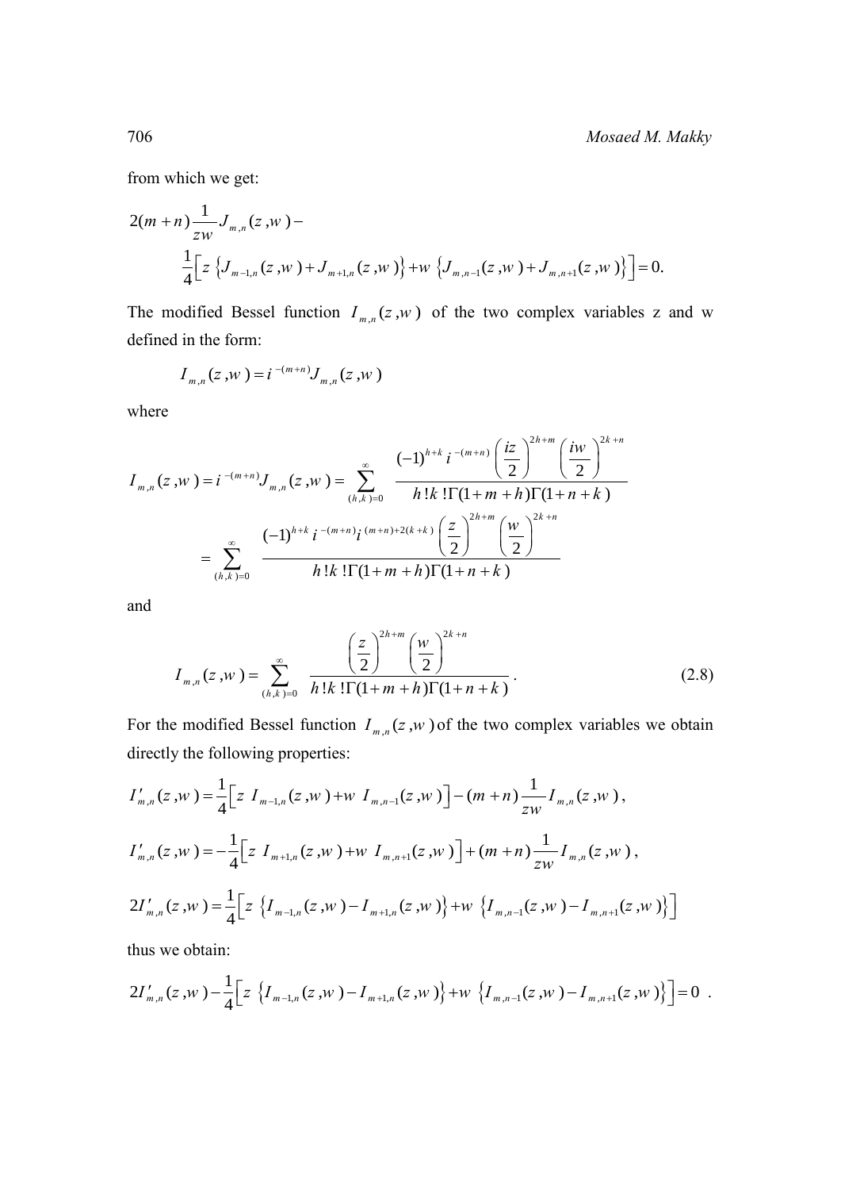from which we get:

$$
2(m+n)\frac{1}{zw}J_{m,n}(z,w)-
$$

$$
\frac{1}{4}\Big[z\,\left\{J_{m-1,n}(z,w)+J_{m+1,n}(z,w)\right\}+w\,\left\{J_{m,n-1}(z,w)+J_{m,n+1}(z,w)\right\}\Big]=0.
$$

The modified Bessel function $I_{m,n}(z,w)$ of the two complex variables z and w defined in the form:

$$
I_{m,n}(z,w)=i^{-(m+n)}J_{m,n}(z,w)
$$

where

$$
I_{m,n}(z,w)=i^{-(m+n)}J_{m,n}(z,w)=\sum_{(h,k)=0}^{\infty}\frac{(-1)^{h+k}\,i^{-(m+n)}\left(\dfrac{iz}{2}\right)^{2h+m}\left(\dfrac{iw}{2}\right)^{2k+n}}{h!k!\Gamma(1+m+h)\Gamma(1+n+k)}
$$

$$
=\sum_{(h,k)=0}^{\infty}\frac{(-1)^{h+k}\,i^{-(m+n)}i^{(m+n)+2(k+k)}\left(\dfrac{z}{2}\right)^{2h+m}\left(\dfrac{w}{2}\right)^{2k+n}}{h!k!\Gamma(1+m+h)\Gamma(1+n+k)}
$$

and

$$
I_{m,n}(z,w)=\sum_{(h,k)=0}^{\infty}\frac{\left(\dfrac{z}{2}\right)^{2h+m}\left(\dfrac{w}{2}\right)^{2k+n}}{h!k!\Gamma(1+m+h)\Gamma(1+n+k)}\,. \tag{2.8}
$$

For the modified Bessel function $I_{m,n}(z,w)$ of the two complex variables we obtain directly the following properties:

$$
I'_{m,n}(z,w)=\frac{1}{4}\Big[z\;I_{m-1,n}(z,w)+w\;I_{m,n-1}(z,w)\Big]-(m+n)\frac{1}{zw}I_{m,n}(z,w)\,,
$$

$$
I'_{m,n}(z,w)=-\frac{1}{4}\Big[z\;I_{m+1,n}(z,w)+w\;I_{m,n+1}(z,w)\Big]+(m+n)\frac{1}{zw}I_{m,n}(z,w)\,,
$$

$$
2I'_{m,n}(z,w)=\frac{1}{4}\Big[z\,\left\{I_{m-1,n}(z,w)-I_{m+1,n}(z,w)\right\}+w\,\left\{I_{m,n-1}(z,w)-I_{m,n+1}(z,w)\right\}\Big]
$$

thus we obtain:

$$
2I'_{m,n}(z,w)-\frac{1}{4}\Big[z\,\left\{I_{m-1,n}(z,w)-I_{m+1,n}(z,w)\right\}+w\,\left\{I_{m,n-1}(z,w)-I_{m,n+1}(z,w)\right\}\Big]=0\;.
$$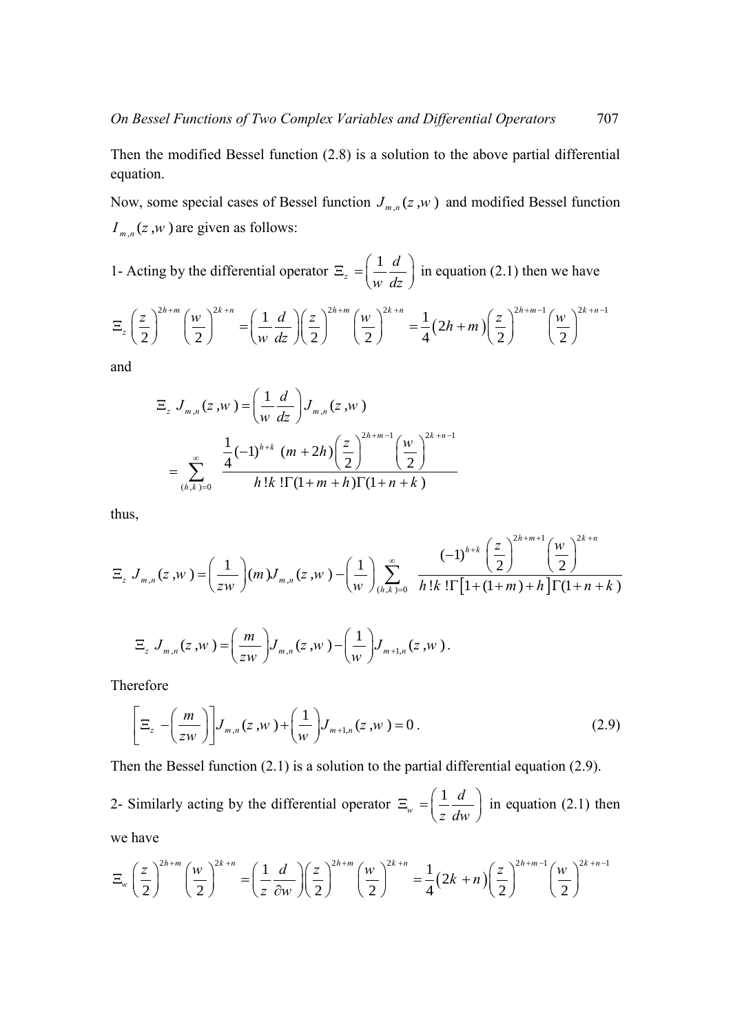Then the modified Bessel function (2.8) is a solution to the above partial differential equation.

Now, some special cases of Bessel function $J_{m,n}(z,w)$ and modified Bessel function $I_{m,n}(z,w)$ are given as follows:

1- Acting by the differential operator $\Xi_z = \left(\frac{1}{w}\frac{d}{dz}\right)$ in equation (2.1) then we have

$$\Xi_z \left(\frac{z}{2}\right)^{2h+m}\left(\frac{w}{2}\right)^{2k+n} = \left(\frac{1}{w}\frac{d}{dz}\right)\left(\frac{z}{2}\right)^{2h+m}\left(\frac{w}{2}\right)^{2k+n} = \frac{1}{4}\left(2h+m\right)\left(\frac{z}{2}\right)^{2h+m-1}\left(\frac{w}{2}\right)^{2k+n-1}$$

and

$$\Xi_z \, J_{m,n}(z,w) = \left(\frac{1}{w}\frac{d}{dz}\right) J_{m,n}(z,w)$$

$$= \sum_{(h,k)=0}^{\infty} \frac{\frac{1}{4}(-1)^{h+k}\,(m+2h)\left(\frac{z}{2}\right)^{2h+m-1}\left(\frac{w}{2}\right)^{2k+n-1}}{h!k!\Gamma(1+m+h)\Gamma(1+n+k)}$$

thus,

$$\Xi_z \, J_{m,n}(z,w) = \left(\frac{1}{zw}\right)(m) J_{m,n}(z,w) - \left(\frac{1}{w}\right)\sum_{(h,k)=0}^{\infty} \frac{(-1)^{h+k}\left(\frac{z}{2}\right)^{2h+m+1}\left(\frac{w}{2}\right)^{2k+n}}{h!k!\Gamma\left[1+(1+m)+h\right]\Gamma(1+n+k)}$$

$$\Xi_z \, J_{m,n}(z,w) = \left(\frac{m}{zw}\right) J_{m,n}(z,w) - \left(\frac{1}{w}\right) J_{m+1,n}(z,w).$$

Therefore

$$\left[\Xi_z - \left(\frac{m}{zw}\right)\right] J_{m,n}(z,w) + \left(\frac{1}{w}\right) J_{m+1,n}(z,w) = 0\,. \tag{2.9}$$

Then the Bessel function (2.1) is a solution to the partial differential equation (2.9).

2- Similarly acting by the differential operator $\Xi_w = \left(\frac{1}{z}\frac{d}{dw}\right)$ in equation (2.1) then we have

$$\Xi_w \left(\frac{z}{2}\right)^{2h+m}\left(\frac{w}{2}\right)^{2k+n} = \left(\frac{1}{z}\frac{d}{\partial w}\right)\left(\frac{z}{2}\right)^{2h+m}\left(\frac{w}{2}\right)^{2k+n} = \frac{1}{4}\left(2k+n\right)\left(\frac{z}{2}\right)^{2h+m-1}\left(\frac{w}{2}\right)^{2k+n-1}$$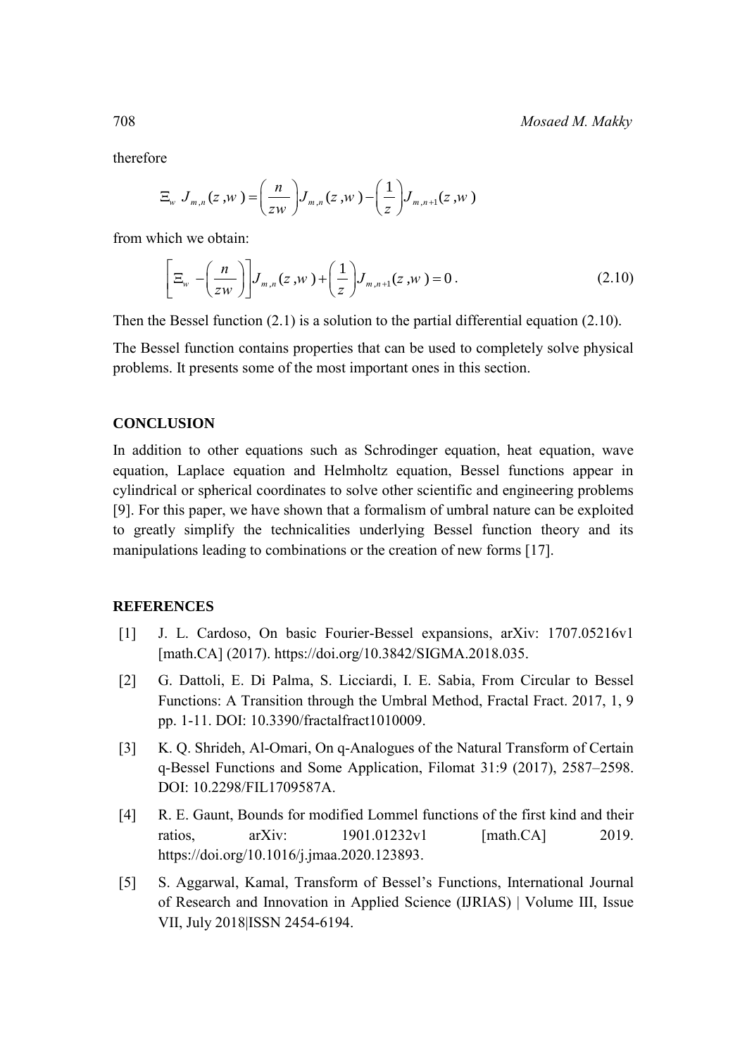therefore

$$\Xi_w \; J_{m,n}(z,w) = \left(\frac{n}{zw}\right) J_{m,n}(z,w) - \left(\frac{1}{z}\right) J_{m,n+1}(z,w)$$

from which we obtain:

$$\left[\Xi_w - \left(\frac{n}{zw}\right)\right] J_{m,n}(z,w) + \left(\frac{1}{z}\right) J_{m,n+1}(z,w) = 0\,. \tag{2.10}$$

Then the Bessel function (2.1) is a solution to the partial differential equation (2.10).

The Bessel function contains properties that can be used to completely solve physical problems. It presents some of the most important ones in this section.

## CONCLUSION

In addition to other equations such as Schrodinger equation, heat equation, wave equation, Laplace equation and Helmholtz equation, Bessel functions appear in cylindrical or spherical coordinates to solve other scientific and engineering problems [9]. For this paper, we have shown that a formalism of umbral nature can be exploited to greatly simplify the technicalities underlying Bessel function theory and its manipulations leading to combinations or the creation of new forms [17].

## REFERENCES

[1] J. L. Cardoso, On basic Fourier-Bessel expansions, arXiv: 1707.05216v1 [math.CA] (2017). https://doi.org/10.3842/SIGMA.2018.035.

[2] G. Dattoli, E. Di Palma, S. Licciardi, I. E. Sabia, From Circular to Bessel Functions: A Transition through the Umbral Method, Fractal Fract. 2017, 1, 9 pp. 1-11. DOI: 10.3390/fractalfract1010009.

[3] K. Q. Shrideh, Al-Omari, On q-Analogues of the Natural Transform of Certain q-Bessel Functions and Some Application, Filomat 31:9 (2017), 2587–2598. DOI: 10.2298/FIL1709587A.

[4] R. E. Gaunt, Bounds for modified Lommel functions of the first kind and their ratios, arXiv: 1901.01232v1 [math.CA] 2019. https://doi.org/10.1016/j.jmaa.2020.123893.

[5] S. Aggarwal, Kamal, Transform of Bessel's Functions, International Journal of Research and Innovation in Applied Science (IJRIAS) | Volume III, Issue VII, July 2018|ISSN 2454-6194.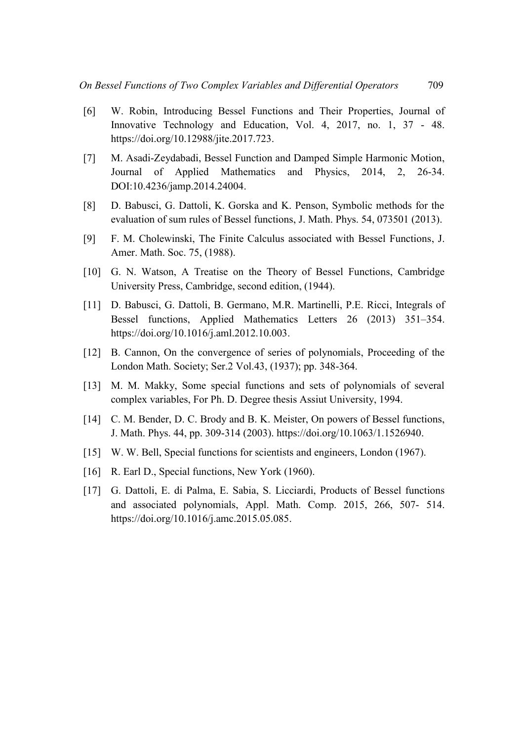[6] W. Robin, Introducing Bessel Functions and Their Properties, Journal of Innovative Technology and Education, Vol. 4, 2017, no. 1, 37 - 48. https://doi.org/10.12988/jite.2017.723.

[7] M. Asadi-Zeydabadi, Bessel Function and Damped Simple Harmonic Motion, Journal of Applied Mathematics and Physics, 2014, 2, 26-34. DOI:10.4236/jamp.2014.24004.

[8] D. Babusci, G. Dattoli, K. Gorska and K. Penson, Symbolic methods for the evaluation of sum rules of Bessel functions, J. Math. Phys. 54, 073501 (2013).

[9] F. M. Cholewinski, The Finite Calculus associated with Bessel Functions, J. Amer. Math. Soc. 75, (1988).

[10] G. N. Watson, A Treatise on the Theory of Bessel Functions, Cambridge University Press, Cambridge, second edition, (1944).

[11] D. Babusci, G. Dattoli, B. Germano, M.R. Martinelli, P.E. Ricci, Integrals of Bessel functions, Applied Mathematics Letters 26 (2013) 351–354. https://doi.org/10.1016/j.aml.2012.10.003.

[12] B. Cannon, On the convergence of series of polynomials, Proceeding of the London Math. Society; Ser.2 Vol.43, (1937); pp. 348-364.

[13] M. M. Makky, Some special functions and sets of polynomials of several complex variables, For Ph. D. Degree thesis Assiut University, 1994.

[14] C. M. Bender, D. C. Brody and B. K. Meister, On powers of Bessel functions, J. Math. Phys. 44, pp. 309-314 (2003). https://doi.org/10.1063/1.1526940.

[15] W. W. Bell, Special functions for scientists and engineers, London (1967).

[16] R. Earl D., Special functions, New York (1960).

[17] G. Dattoli, E. di Palma, E. Sabia, S. Licciardi, Products of Bessel functions and associated polynomials, Appl. Math. Comp. 2015, 266, 507- 514. https://doi.org/10.1016/j.amc.2015.05.085.